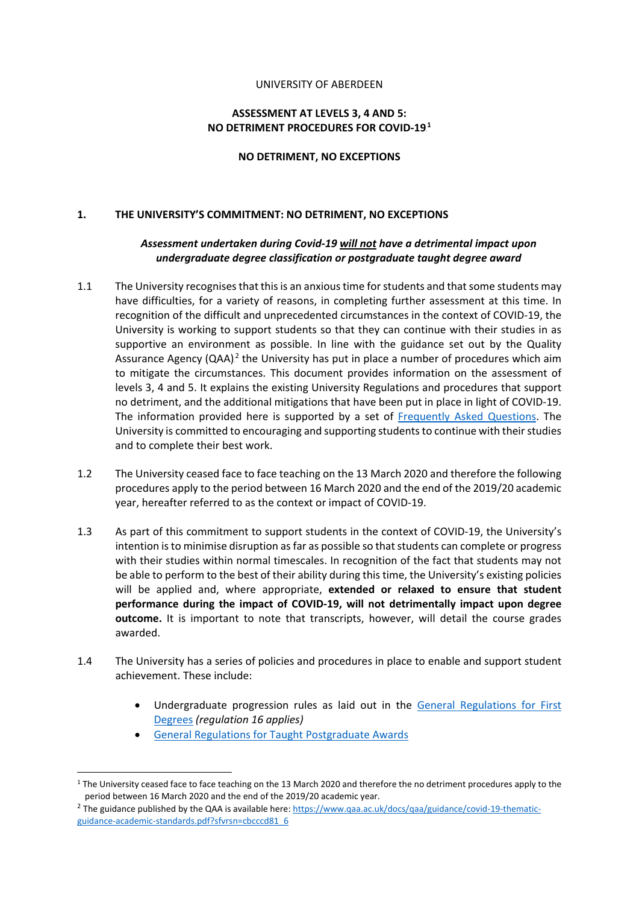UNIVERSITY OF ABERDEEN

# ASSESSMENT AT LEVELS 3, 4 AND 5: NO DETRIMENT PROCEDURES FOR COVID-19[1]

## NO DETRIMENT, NO EXCEPTIONS

## 1. THE UNIVERSITY'S COMMITMENT: NO DETRIMENT, NO EXCEPTIONS

***Assessment undertaken during Covid-19 will not have a detrimental impact upon undergraduate degree classification or postgraduate taught degree award***

1.1 The University recognises that this is an anxious time for students and that some students may have difficulties, for a variety of reasons, in completing further assessment at this time. In recognition of the difficult and unprecedented circumstances in the context of COVID-19, the University is working to support students so that they can continue with their studies in as supportive an environment as possible. In line with the guidance set out by the Quality Assurance Agency (QAA)[2] the University has put in place a number of procedures which aim to mitigate the circumstances. This document provides information on the assessment of levels 3, 4 and 5. It explains the existing University Regulations and procedures that support no detriment, and the additional mitigations that have been put in place in light of COVID-19. The information provided here is supported by a set of Frequently Asked Questions. The University is committed to encouraging and supporting students to continue with their studies and to complete their best work.

1.2 The University ceased face to face teaching on the 13 March 2020 and therefore the following procedures apply to the period between 16 March 2020 and the end of the 2019/20 academic year, hereafter referred to as the context or impact of COVID-19.

1.3 As part of this commitment to support students in the context of COVID-19, the University's intention is to minimise disruption as far as possible so that students can complete or progress with their studies within normal timescales. In recognition of the fact that students may not be able to perform to the best of their ability during this time, the University's existing policies will be applied and, where appropriate, **extended or relaxed to ensure that student performance during the impact of COVID-19, will not detrimentally impact upon degree outcome.** It is important to note that transcripts, however, will detail the course grades awarded.

1.4 The University has a series of policies and procedures in place to enable and support student achievement. These include:

- Undergraduate progression rules as laid out in the General Regulations for First Degrees *(regulation 16 applies)*
- General Regulations for Taught Postgraduate Awards

---

[1] The University ceased face to face teaching on the 13 March 2020 and therefore the no detriment procedures apply to the period between 16 March 2020 and the end of the 2019/20 academic year.

[2] The guidance published by the QAA is available here: https://www.qaa.ac.uk/docs/qaa/guidance/covid-19-thematic-guidance-academic-standards.pdf?sfvrsn=cbcccd81_6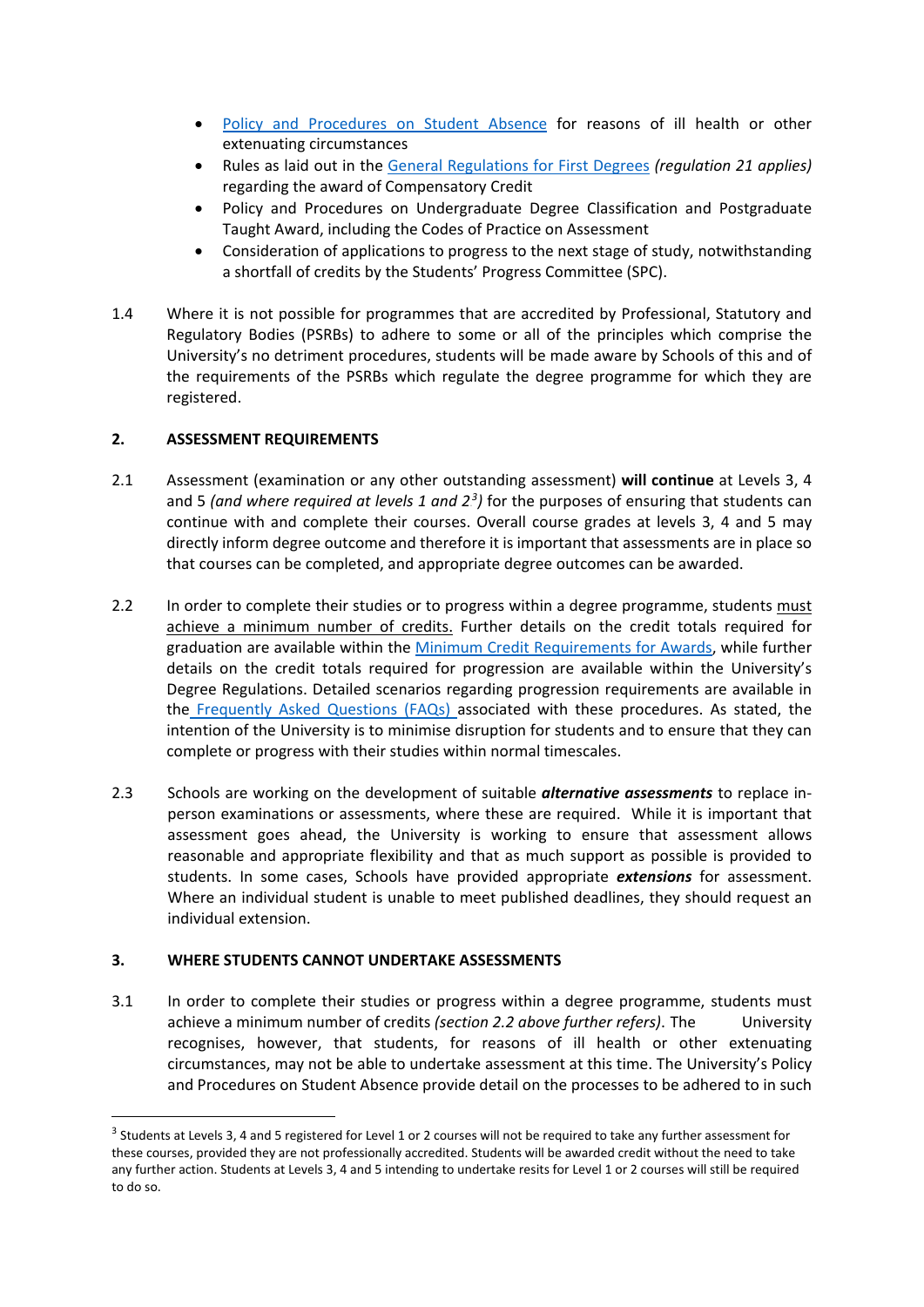- Policy and Procedures on Student Absence for reasons of ill health or other extenuating circumstances
- Rules as laid out in the General Regulations for First Degrees *(regulation 21 applies)* regarding the award of Compensatory Credit
- Policy and Procedures on Undergraduate Degree Classification and Postgraduate Taught Award, including the Codes of Practice on Assessment
- Consideration of applications to progress to the next stage of study, notwithstanding a shortfall of credits by the Students' Progress Committee (SPC).

1.4 Where it is not possible for programmes that are accredited by Professional, Statutory and Regulatory Bodies (PSRBs) to adhere to some or all of the principles which comprise the University's no detriment procedures, students will be made aware by Schools of this and of the requirements of the PSRBs which regulate the degree programme for which they are registered.

## 2. ASSESSMENT REQUIREMENTS

2.1 Assessment (examination or any other outstanding assessment) **will continue** at Levels 3, 4 and 5 *(and where required at levels 1 and 2[3])* for the purposes of ensuring that students can continue with and complete their courses. Overall course grades at levels 3, 4 and 5 may directly inform degree outcome and therefore it is important that assessments are in place so that courses can be completed, and appropriate degree outcomes can be awarded.

2.2 In order to complete their studies or to progress within a degree programme, students must achieve a minimum number of credits. Further details on the credit totals required for graduation are available within the Minimum Credit Requirements for Awards, while further details on the credit totals required for progression are available within the University's Degree Regulations. Detailed scenarios regarding progression requirements are available in the Frequently Asked Questions (FAQs) associated with these procedures. As stated, the intention of the University is to minimise disruption for students and to ensure that they can complete or progress with their studies within normal timescales.

2.3 Schools are working on the development of suitable ***alternative assessments*** to replace in-person examinations or assessments, where these are required. While it is important that assessment goes ahead, the University is working to ensure that assessment allows reasonable and appropriate flexibility and that as much support as possible is provided to students. In some cases, Schools have provided appropriate ***extensions*** for assessment. Where an individual student is unable to meet published deadlines, they should request an individual extension.

## 3. WHERE STUDENTS CANNOT UNDERTAKE ASSESSMENTS

3.1 In order to complete their studies or progress within a degree programme, students must achieve a minimum number of credits *(section 2.2 above further refers)*. The University recognises, however, that students, for reasons of ill health or other extenuating circumstances, may not be able to undertake assessment at this time. The University's Policy and Procedures on Student Absence provide detail on the processes to be adhered to in such

[3] Students at Levels 3, 4 and 5 registered for Level 1 or 2 courses will not be required to take any further assessment for these courses, provided they are not professionally accredited. Students will be awarded credit without the need to take any further action. Students at Levels 3, 4 and 5 intending to undertake resits for Level 1 or 2 courses will still be required to do so.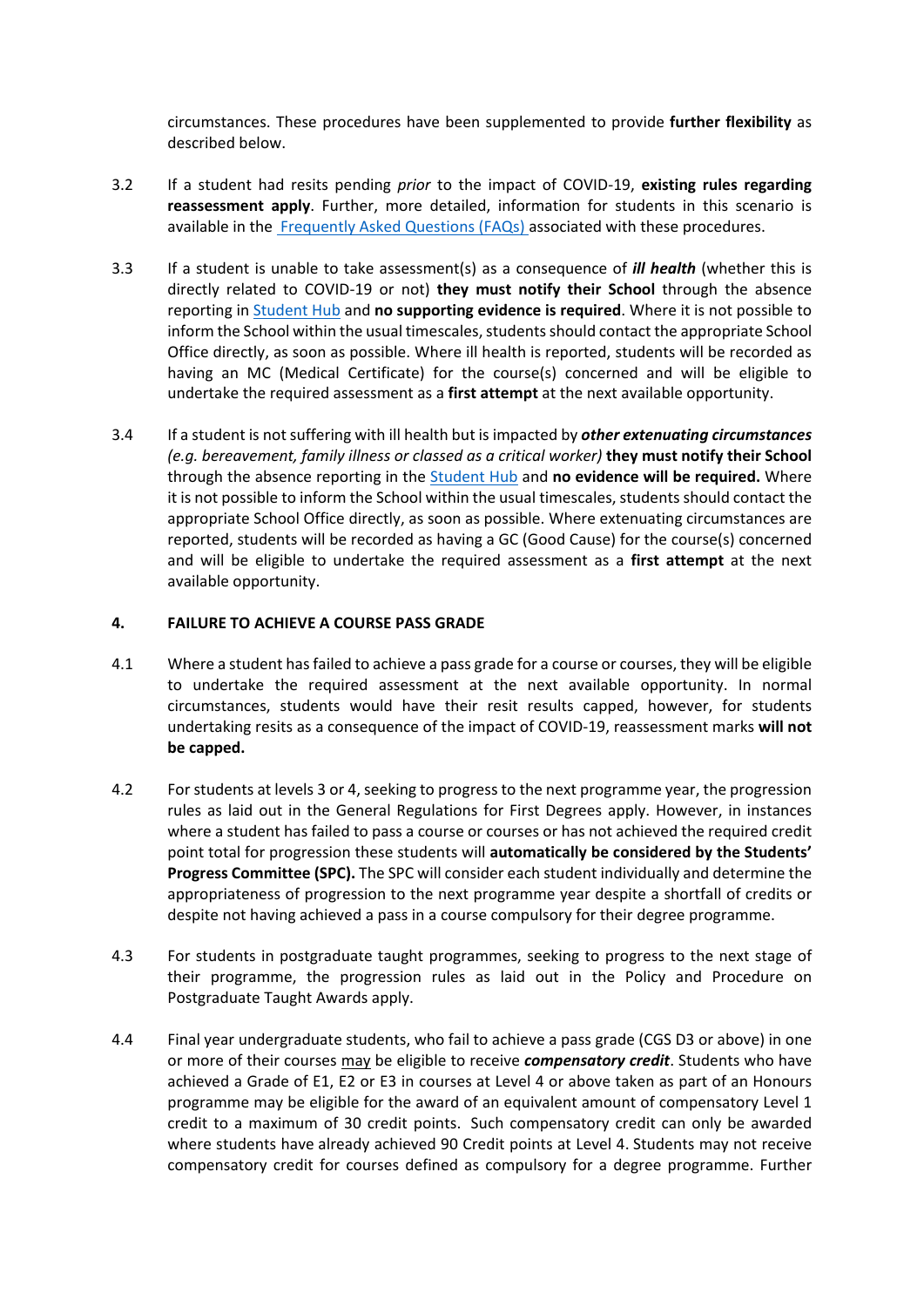circumstances. These procedures have been supplemented to provide **further flexibility** as described below.

3.2 If a student had resits pending *prior* to the impact of COVID-19, **existing rules regarding reassessment apply**. Further, more detailed, information for students in this scenario is available in the [Frequently Asked Questions (FAQs)](#) associated with these procedures.

3.3 If a student is unable to take assessment(s) as a consequence of ***ill health*** (whether this is directly related to COVID-19 or not) **they must notify their School** through the absence reporting in [Student Hub](#) and **no supporting evidence is required**. Where it is not possible to inform the School within the usual timescales, students should contact the appropriate School Office directly, as soon as possible. Where ill health is reported, students will be recorded as having an MC (Medical Certificate) for the course(s) concerned and will be eligible to undertake the required assessment as a **first attempt** at the next available opportunity.

3.4 If a student is not suffering with ill health but is impacted by ***other extenuating circumstances*** *(e.g. bereavement, family illness or classed as a critical worker)* **they must notify their School** through the absence reporting in the [Student Hub](#) and **no evidence will be required.** Where it is not possible to inform the School within the usual timescales, students should contact the appropriate School Office directly, as soon as possible. Where extenuating circumstances are reported, students will be recorded as having a GC (Good Cause) for the course(s) concerned and will be eligible to undertake the required assessment as a **first attempt** at the next available opportunity.

## 4. FAILURE TO ACHIEVE A COURSE PASS GRADE

4.1 Where a student has failed to achieve a pass grade for a course or courses, they will be eligible to undertake the required assessment at the next available opportunity. In normal circumstances, students would have their resit results capped, however, for students undertaking resits as a consequence of the impact of COVID-19, reassessment marks **will not be capped.**

4.2 For students at levels 3 or 4, seeking to progress to the next programme year, the progression rules as laid out in the General Regulations for First Degrees apply. However, in instances where a student has failed to pass a course or courses or has not achieved the required credit point total for progression these students will **automatically be considered by the Students' Progress Committee (SPC).** The SPC will consider each student individually and determine the appropriateness of progression to the next programme year despite a shortfall of credits or despite not having achieved a pass in a course compulsory for their degree programme.

4.3 For students in postgraduate taught programmes, seeking to progress to the next stage of their programme, the progression rules as laid out in the Policy and Procedure on Postgraduate Taught Awards apply.

4.4 Final year undergraduate students, who fail to achieve a pass grade (CGS D3 or above) in one or more of their courses <u>may</u> be eligible to receive ***compensatory credit***. Students who have achieved a Grade of E1, E2 or E3 in courses at Level 4 or above taken as part of an Honours programme may be eligible for the award of an equivalent amount of compensatory Level 1 credit to a maximum of 30 credit points. Such compensatory credit can only be awarded where students have already achieved 90 Credit points at Level 4. Students may not receive compensatory credit for courses defined as compulsory for a degree programme. Further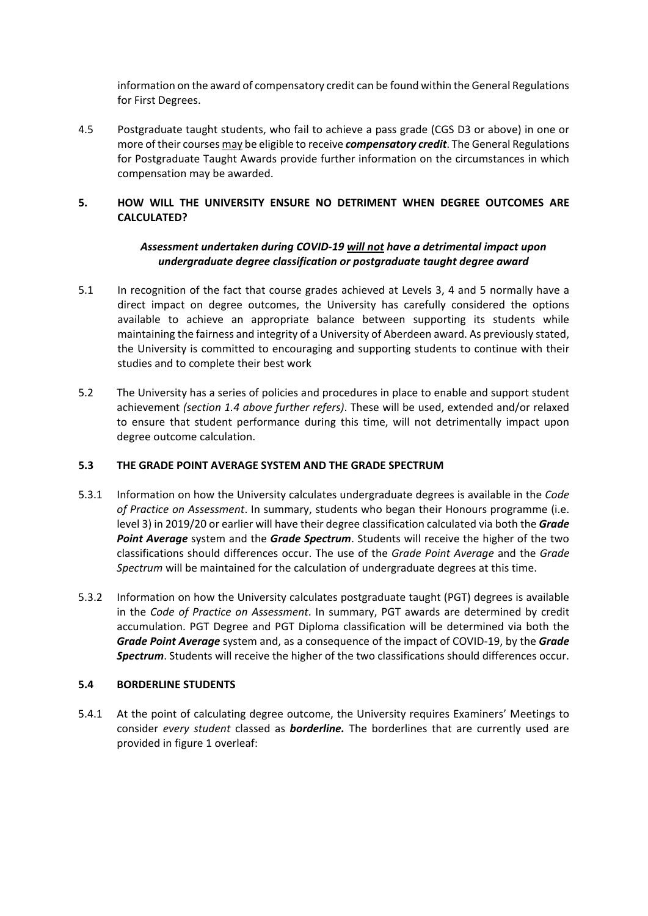information on the award of compensatory credit can be found within the General Regulations for First Degrees.

4.5 Postgraduate taught students, who fail to achieve a pass grade (CGS D3 or above) in one or more of their courses may be eligible to receive ***compensatory credit***. The General Regulations for Postgraduate Taught Awards provide further information on the circumstances in which compensation may be awarded.

## 5. HOW WILL THE UNIVERSITY ENSURE NO DETRIMENT WHEN DEGREE OUTCOMES ARE CALCULATED?

***Assessment undertaken during COVID-19 will not have a detrimental impact upon undergraduate degree classification or postgraduate taught degree award***

5.1 In recognition of the fact that course grades achieved at Levels 3, 4 and 5 normally have a direct impact on degree outcomes, the University has carefully considered the options available to achieve an appropriate balance between supporting its students while maintaining the fairness and integrity of a University of Aberdeen award. As previously stated, the University is committed to encouraging and supporting students to continue with their studies and to complete their best work

5.2 The University has a series of policies and procedures in place to enable and support student achievement *(section 1.4 above further refers)*. These will be used, extended and/or relaxed to ensure that student performance during this time, will not detrimentally impact upon degree outcome calculation.

### 5.3 THE GRADE POINT AVERAGE SYSTEM AND THE GRADE SPECTRUM

5.3.1 Information on how the University calculates undergraduate degrees is available in the *Code of Practice on Assessment*. In summary, students who began their Honours programme (i.e. level 3) in 2019/20 or earlier will have their degree classification calculated via both the ***Grade Point Average*** system and the ***Grade Spectrum***. Students will receive the higher of the two classifications should differences occur. The use of the *Grade Point Average* and the *Grade Spectrum* will be maintained for the calculation of undergraduate degrees at this time.

5.3.2 Information on how the University calculates postgraduate taught (PGT) degrees is available in the *Code of Practice on Assessment*. In summary, PGT awards are determined by credit accumulation. PGT Degree and PGT Diploma classification will be determined via both the ***Grade Point Average*** system and, as a consequence of the impact of COVID-19, by the ***Grade Spectrum***. Students will receive the higher of the two classifications should differences occur.

### 5.4 BORDERLINE STUDENTS

5.4.1 At the point of calculating degree outcome, the University requires Examiners' Meetings to consider *every student* classed as ***borderline.*** The borderlines that are currently used are provided in figure 1 overleaf: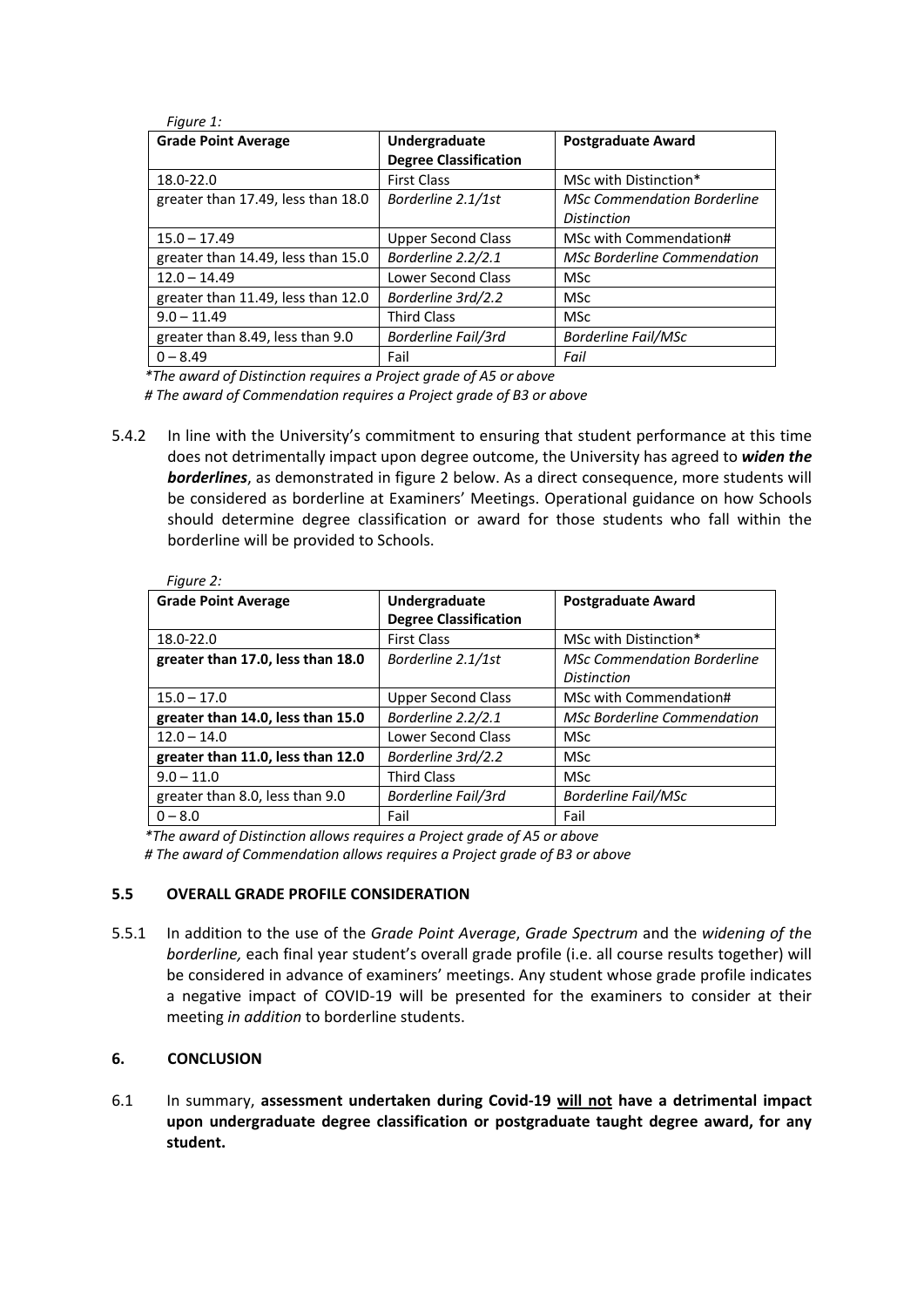*Figure 1:*

| Grade Point Average | Undergraduate Degree Classification | Postgraduate Award |
|---|---|---|
| 18.0-22.0 | First Class | MSc with Distinction* |
| greater than 17.49, less than 18.0 | *Borderline 2.1/1st* | *MSc Commendation Borderline Distinction* |
| 15.0 – 17.49 | Upper Second Class | MSc with Commendation# |
| greater than 14.49, less than 15.0 | *Borderline 2.2/2.1* | *MSc Borderline Commendation* |
| 12.0 – 14.49 | Lower Second Class | MSc |
| greater than 11.49, less than 12.0 | *Borderline 3rd/2.2* | MSc |
| 9.0 – 11.49 | Third Class | MSc |
| greater than 8.49, less than 9.0 | *Borderline Fail/3rd* | *Borderline Fail/MSc* |
| 0 – 8.49 | Fail | *Fail* |

*\*The award of Distinction requires a Project grade of A5 or above*

*# The award of Commendation requires a Project grade of B3 or above*

5.4.2 In line with the University's commitment to ensuring that student performance at this time does not detrimentally impact upon degree outcome, the University has agreed to ***widen the borderlines***, as demonstrated in figure 2 below. As a direct consequence, more students will be considered as borderline at Examiners' Meetings. Operational guidance on how Schools should determine degree classification or award for those students who fall within the borderline will be provided to Schools.

*Figure 2:*

| Grade Point Average | Undergraduate Degree Classification | Postgraduate Award |
|---|---|---|
| 18.0-22.0 | First Class | MSc with Distinction* |
| **greater than 17.0, less than 18.0** | *Borderline 2.1/1st* | *MSc Commendation Borderline Distinction* |
| 15.0 – 17.0 | Upper Second Class | MSc with Commendation# |
| **greater than 14.0, less than 15.0** | *Borderline 2.2/2.1* | *MSc Borderline Commendation* |
| 12.0 – 14.0 | Lower Second Class | MSc |
| **greater than 11.0, less than 12.0** | *Borderline 3rd/2.2* | MSc |
| 9.0 – 11.0 | Third Class | MSc |
| greater than 8.0, less than 9.0 | *Borderline Fail/3rd* | *Borderline Fail/MSc* |
| 0 – 8.0 | Fail | Fail |

*\*The award of Distinction allows requires a Project grade of A5 or above*

*# The award of Commendation allows requires a Project grade of B3 or above*

### 5.5 OVERALL GRADE PROFILE CONSIDERATION

5.5.1 In addition to the use of the *Grade Point Average*, *Grade Spectrum* and the *widening of the borderline,* each final year student's overall grade profile (i.e. all course results together) will be considered in advance of examiners' meetings. Any student whose grade profile indicates a negative impact of COVID-19 will be presented for the examiners to consider at their meeting *in addition* to borderline students.

## 6. CONCLUSION

6.1 In summary, **assessment undertaken during Covid-19 <u>will not</u> have a detrimental impact upon undergraduate degree classification or postgraduate taught degree award, for any student.**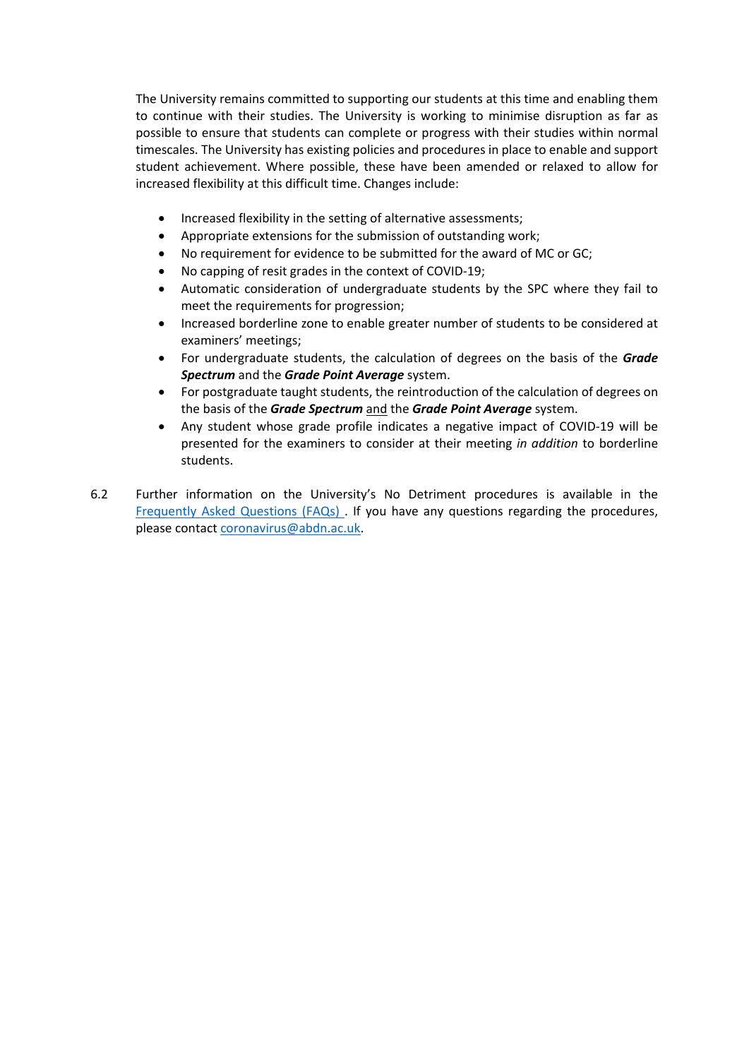The University remains committed to supporting our students at this time and enabling them to continue with their studies. The University is working to minimise disruption as far as possible to ensure that students can complete or progress with their studies within normal timescales. The University has existing policies and procedures in place to enable and support student achievement. Where possible, these have been amended or relaxed to allow for increased flexibility at this difficult time. Changes include:

- Increased flexibility in the setting of alternative assessments;
- Appropriate extensions for the submission of outstanding work;
- No requirement for evidence to be submitted for the award of MC or GC;
- No capping of resit grades in the context of COVID-19;
- Automatic consideration of undergraduate students by the SPC where they fail to meet the requirements for progression;
- Increased borderline zone to enable greater number of students to be considered at examiners' meetings;
- For undergraduate students, the calculation of degrees on the basis of the ***Grade Spectrum*** and the ***Grade Point Average*** system.
- For postgraduate taught students, the reintroduction of the calculation of degrees on the basis of the ***Grade Spectrum*** and the ***Grade Point Average*** system.
- Any student whose grade profile indicates a negative impact of COVID-19 will be presented for the examiners to consider at their meeting *in addition* to borderline students.

6.2 Further information on the University's No Detriment procedures is available in the [Frequently Asked Questions (FAQs)](). If you have any questions regarding the procedures, please contact [coronavirus@abdn.ac.uk](mailto:coronavirus@abdn.ac.uk).